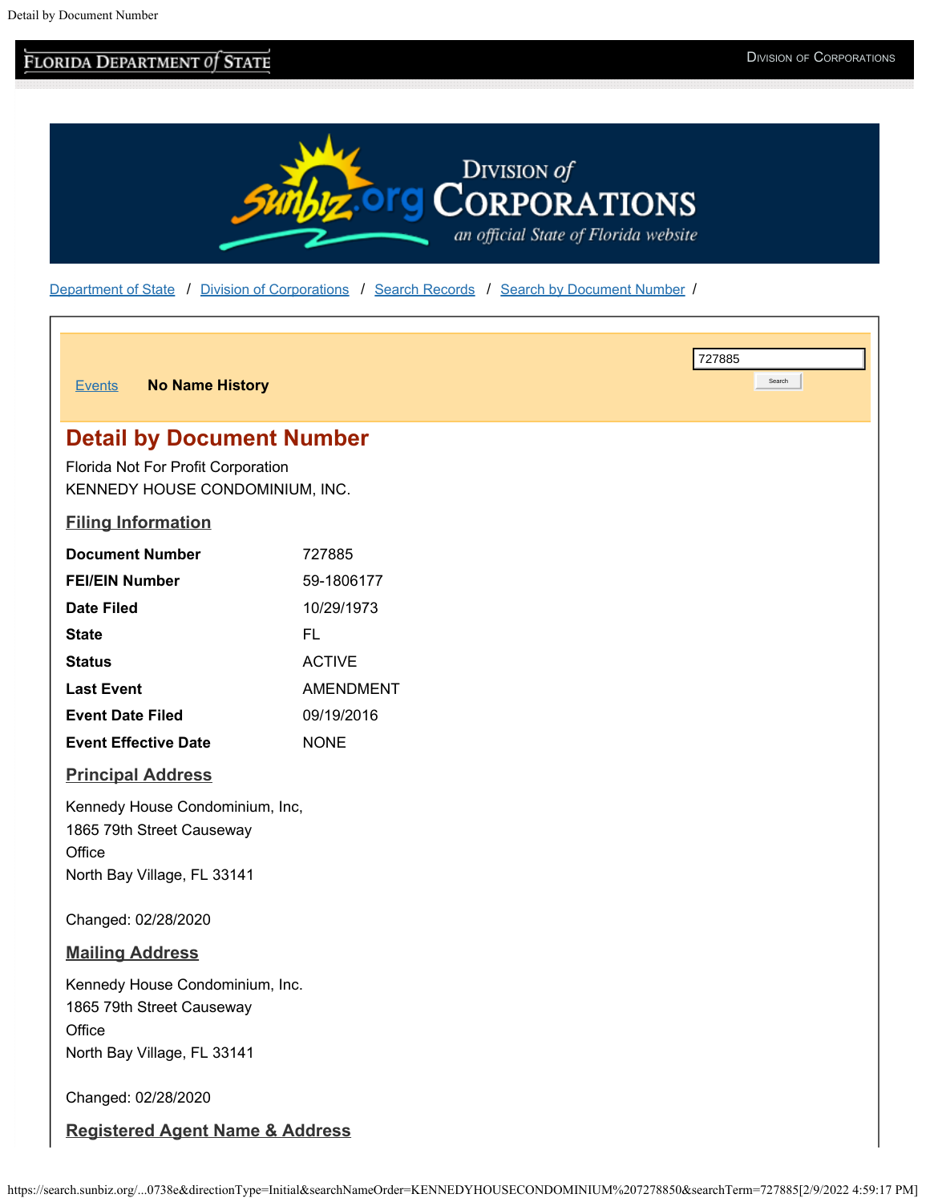Florida Department of State | Division of Corporations

Division of Corporations — an official State of Florida website

Department of State / Division of Corporations / Search Records / Search by Document Number /

Events    **No Name History**

# Detail by Document Number

Florida Not For Profit Corporation
KENNEDY HOUSE CONDOMINIUM, INC.

## Filing Information

| | |
|---|---|
| **Document Number** | 727885 |
| **FEI/EIN Number** | 59-1806177 |
| **Date Filed** | 10/29/1973 |
| **State** | FL |
| **Status** | ACTIVE |
| **Last Event** | AMENDMENT |
| **Event Date Filed** | 09/19/2016 |
| **Event Effective Date** | NONE |

## Principal Address

Kennedy House Condominium, Inc,
1865 79th Street Causeway
Office
North Bay Village, FL 33141

Changed: 02/28/2020

## Mailing Address

Kennedy House Condominium, Inc.
1865 79th Street Causeway
Office
North Bay Village, FL 33141

Changed: 02/28/2020

## Registered Agent Name & Address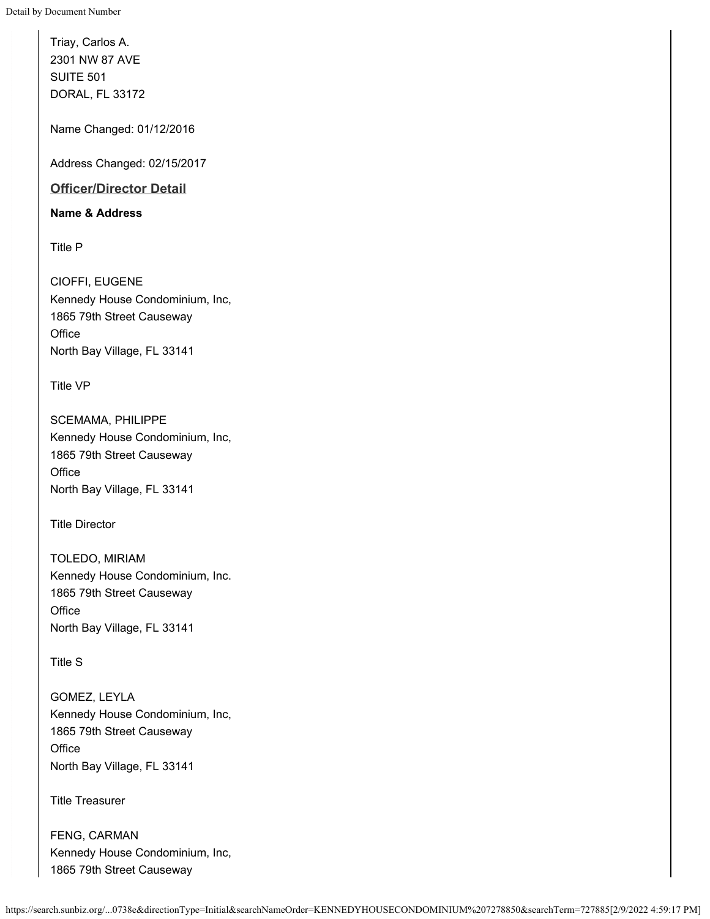Triay, Carlos A.
2301 NW 87 AVE
SUITE 501
DORAL, FL 33172

Name Changed: 01/12/2016

Address Changed: 02/15/2017

## Officer/Director Detail

**Name & Address**

Title P

CIOFFI, EUGENE
Kennedy House Condominium, Inc,
1865 79th Street Causeway
Office
North Bay Village, FL 33141

Title VP

SCEMAMA, PHILIPPE
Kennedy House Condominium, Inc,
1865 79th Street Causeway
Office
North Bay Village, FL 33141

Title Director

TOLEDO, MIRIAM
Kennedy House Condominium, Inc.
1865 79th Street Causeway
Office
North Bay Village, FL 33141

Title S

GOMEZ, LEYLA
Kennedy House Condominium, Inc,
1865 79th Street Causeway
Office
North Bay Village, FL 33141

Title Treasurer

FENG, CARMAN
Kennedy House Condominium, Inc,
1865 79th Street Causeway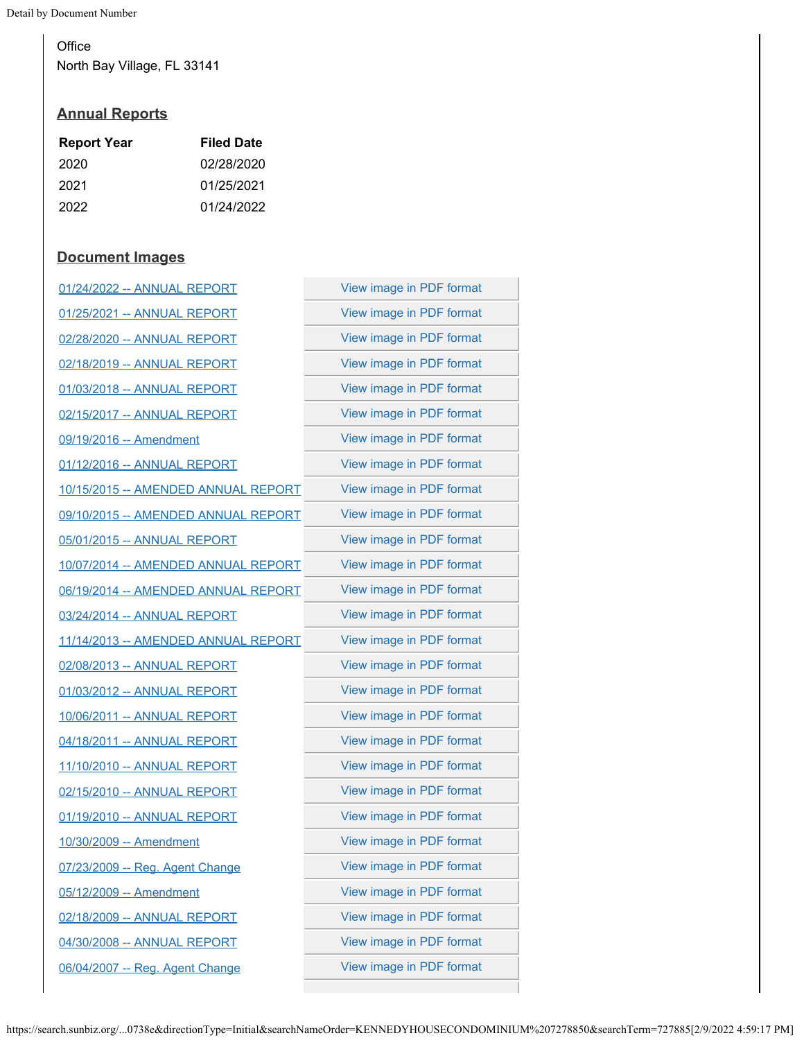Office
North Bay Village, FL 33141

## Annual Reports

| Report Year | Filed Date |
| --- | --- |
| 2020 | 02/28/2020 |
| 2021 | 01/25/2021 |
| 2022 | 01/24/2022 |

## Document Images

| | |
| --- | --- |
| 01/24/2022 -- ANNUAL REPORT | View image in PDF format |
| 01/25/2021 -- ANNUAL REPORT | View image in PDF format |
| 02/28/2020 -- ANNUAL REPORT | View image in PDF format |
| 02/18/2019 -- ANNUAL REPORT | View image in PDF format |
| 01/03/2018 -- ANNUAL REPORT | View image in PDF format |
| 02/15/2017 -- ANNUAL REPORT | View image in PDF format |
| 09/19/2016 -- Amendment | View image in PDF format |
| 01/12/2016 -- ANNUAL REPORT | View image in PDF format |
| 10/15/2015 -- AMENDED ANNUAL REPORT | View image in PDF format |
| 09/10/2015 -- AMENDED ANNUAL REPORT | View image in PDF format |
| 05/01/2015 -- ANNUAL REPORT | View image in PDF format |
| 10/07/2014 -- AMENDED ANNUAL REPORT | View image in PDF format |
| 06/19/2014 -- AMENDED ANNUAL REPORT | View image in PDF format |
| 03/24/2014 -- ANNUAL REPORT | View image in PDF format |
| 11/14/2013 -- AMENDED ANNUAL REPORT | View image in PDF format |
| 02/08/2013 -- ANNUAL REPORT | View image in PDF format |
| 01/03/2012 -- ANNUAL REPORT | View image in PDF format |
| 10/06/2011 -- ANNUAL REPORT | View image in PDF format |
| 04/18/2011 -- ANNUAL REPORT | View image in PDF format |
| 11/10/2010 -- ANNUAL REPORT | View image in PDF format |
| 02/15/2010 -- ANNUAL REPORT | View image in PDF format |
| 01/19/2010 -- ANNUAL REPORT | View image in PDF format |
| 10/30/2009 -- Amendment | View image in PDF format |
| 07/23/2009 -- Reg. Agent Change | View image in PDF format |
| 05/12/2009 -- Amendment | View image in PDF format |
| 02/18/2009 -- ANNUAL REPORT | View image in PDF format |
| 04/30/2008 -- ANNUAL REPORT | View image in PDF format |
| 06/04/2007 -- Reg. Agent Change | View image in PDF format |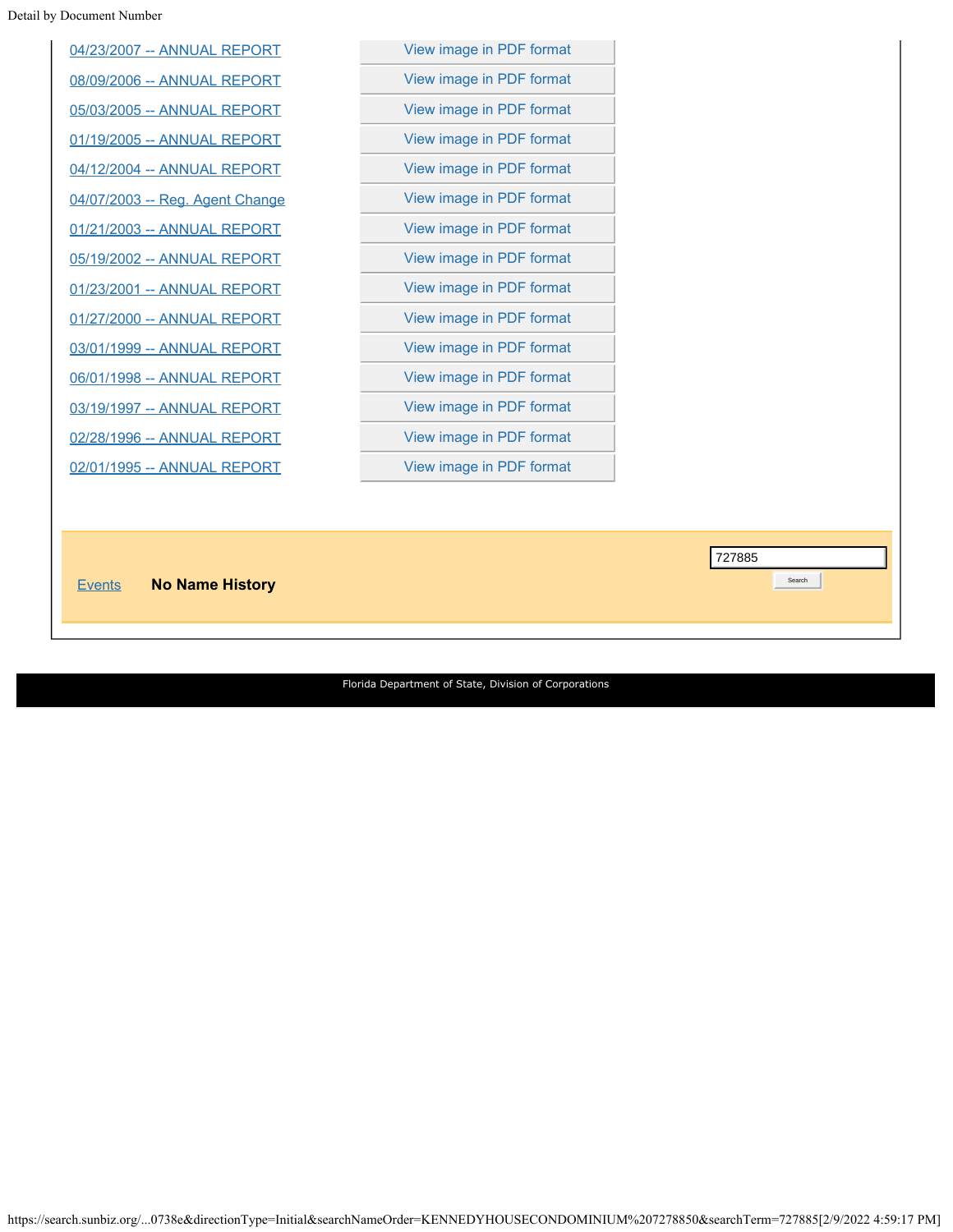| | |
|---|---|
| 04/23/2007 -- ANNUAL REPORT | View image in PDF format |
| 08/09/2006 -- ANNUAL REPORT | View image in PDF format |
| 05/03/2005 -- ANNUAL REPORT | View image in PDF format |
| 01/19/2005 -- ANNUAL REPORT | View image in PDF format |
| 04/12/2004 -- ANNUAL REPORT | View image in PDF format |
| 04/07/2003 -- Reg. Agent Change | View image in PDF format |
| 01/21/2003 -- ANNUAL REPORT | View image in PDF format |
| 05/19/2002 -- ANNUAL REPORT | View image in PDF format |
| 01/23/2001 -- ANNUAL REPORT | View image in PDF format |
| 01/27/2000 -- ANNUAL REPORT | View image in PDF format |
| 03/01/1999 -- ANNUAL REPORT | View image in PDF format |
| 06/01/1998 -- ANNUAL REPORT | View image in PDF format |
| 03/19/1997 -- ANNUAL REPORT | View image in PDF format |
| 02/28/1996 -- ANNUAL REPORT | View image in PDF format |
| 02/01/1995 -- ANNUAL REPORT | View image in PDF format |

Events **No Name History**

727885

Search

Florida Department of State, Division of Corporations